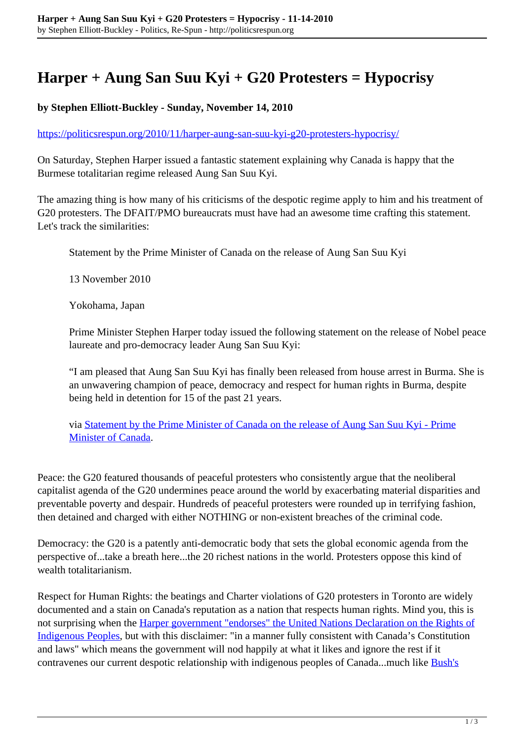# Harper + Aung San Suu Kyi + G20 Protesters = Hypocrisy

**by Stephen Elliott-Buckley - Sunday, November 14, 2010**

https://politicsrespun.org/2010/11/harper-aung-san-suu-kyi-g20-protesters-hypocrisy/

On Saturday, Stephen Harper issued a fantastic statement explaining why Canada is happy that the Burmese totalitarian regime released Aung San Suu Kyi.

The amazing thing is how many of his criticisms of the despotic regime apply to him and his treatment of G20 protesters. The DFAIT/PMO bureaucrats must have had an awesome time crafting this statement. Let's track the similarities:

> Statement by the Prime Minister of Canada on the release of Aung San Suu Kyi
>
> 13 November 2010
>
> Yokohama, Japan
>
> Prime Minister Stephen Harper today issued the following statement on the release of Nobel peace laureate and pro-democracy leader Aung San Suu Kyi:
>
> "I am pleased that Aung San Suu Kyi has finally been released from house arrest in Burma. She is an unwavering champion of peace, democracy and respect for human rights in Burma, despite being held in detention for 15 of the past 21 years.
>
> via Statement by the Prime Minister of Canada on the release of Aung San Suu Kyi - Prime Minister of Canada.

Peace: the G20 featured thousands of peaceful protesters who consistently argue that the neoliberal capitalist agenda of the G20 undermines peace around the world by exacerbating material disparities and preventable poverty and despair. Hundreds of peaceful protesters were rounded up in terrifying fashion, then detained and charged with either NOTHING or non-existent breaches of the criminal code.

Democracy: the G20 is a patently anti-democratic body that sets the global economic agenda from the perspective of...take a breath here...the 20 richest nations in the world. Protesters oppose this kind of wealth totalitarianism.

Respect for Human Rights: the beatings and Charter violations of G20 protesters in Toronto are widely documented and a stain on Canada's reputation as a nation that respects human rights. Mind you, this is not surprising when the Harper government "endorses" the United Nations Declaration on the Rights of Indigenous Peoples, but with this disclaimer: "in a manner fully consistent with Canada's Constitution and laws" which means the government will nod happily at what it likes and ignore the rest if it contravenes our current despotic relationship with indigenous peoples of Canada...much like Bush's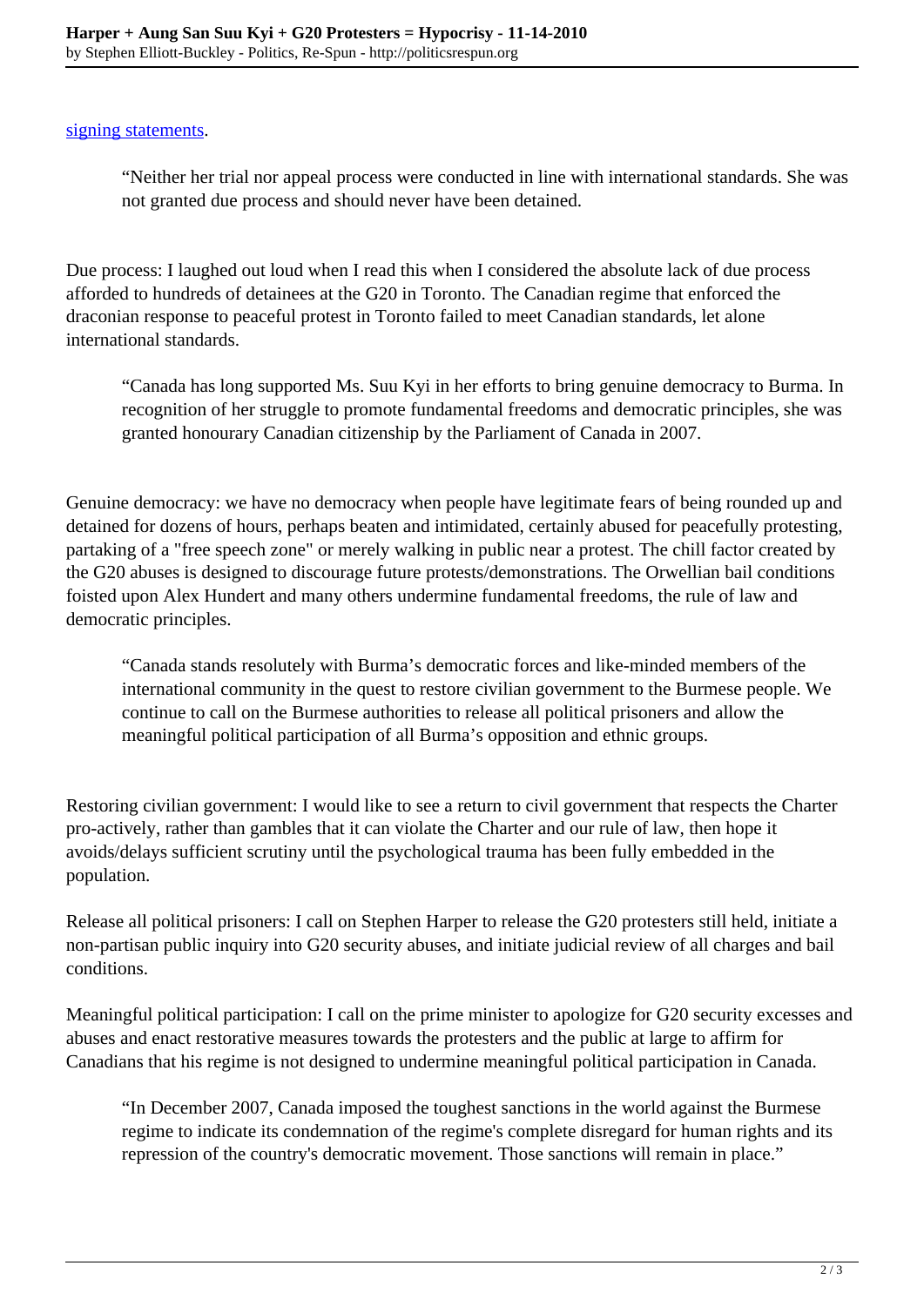signing statements.

> "Neither her trial nor appeal process were conducted in line with international standards. She was not granted due process and should never have been detained.

Due process: I laughed out loud when I read this when I considered the absolute lack of due process afforded to hundreds of detainees at the G20 in Toronto. The Canadian regime that enforced the draconian response to peaceful protest in Toronto failed to meet Canadian standards, let alone international standards.

> "Canada has long supported Ms. Suu Kyi in her efforts to bring genuine democracy to Burma. In recognition of her struggle to promote fundamental freedoms and democratic principles, she was granted honourary Canadian citizenship by the Parliament of Canada in 2007.

Genuine democracy: we have no democracy when people have legitimate fears of being rounded up and detained for dozens of hours, perhaps beaten and intimidated, certainly abused for peacefully protesting, partaking of a "free speech zone" or merely walking in public near a protest. The chill factor created by the G20 abuses is designed to discourage future protests/demonstrations. The Orwellian bail conditions foisted upon Alex Hundert and many others undermine fundamental freedoms, the rule of law and democratic principles.

> "Canada stands resolutely with Burma's democratic forces and like-minded members of the international community in the quest to restore civilian government to the Burmese people. We continue to call on the Burmese authorities to release all political prisoners and allow the meaningful political participation of all Burma's opposition and ethnic groups.

Restoring civilian government: I would like to see a return to civil government that respects the Charter pro-actively, rather than gambles that it can violate the Charter and our rule of law, then hope it avoids/delays sufficient scrutiny until the psychological trauma has been fully embedded in the population.

Release all political prisoners: I call on Stephen Harper to release the G20 protesters still held, initiate a non-partisan public inquiry into G20 security abuses, and initiate judicial review of all charges and bail conditions.

Meaningful political participation: I call on the prime minister to apologize for G20 security excesses and abuses and enact restorative measures towards the protesters and the public at large to affirm for Canadians that his regime is not designed to undermine meaningful political participation in Canada.

> "In December 2007, Canada imposed the toughest sanctions in the world against the Burmese regime to indicate its condemnation of the regime's complete disregard for human rights and its repression of the country's democratic movement. Those sanctions will remain in place."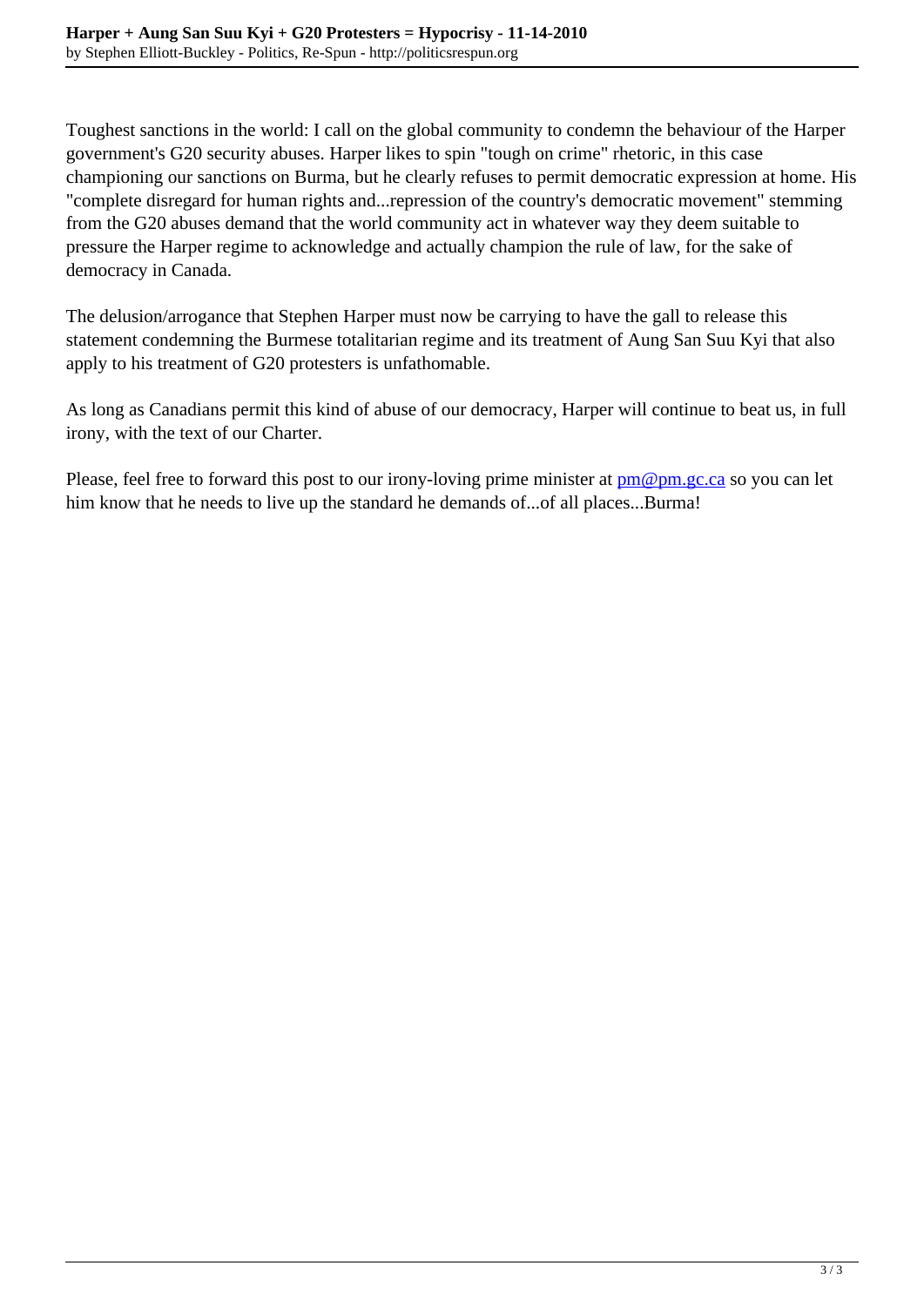Toughest sanctions in the world: I call on the global community to condemn the behaviour of the Harper government's G20 security abuses. Harper likes to spin "tough on crime" rhetoric, in this case championing our sanctions on Burma, but he clearly refuses to permit democratic expression at home. His "complete disregard for human rights and...repression of the country's democratic movement" stemming from the G20 abuses demand that the world community act in whatever way they deem suitable to pressure the Harper regime to acknowledge and actually champion the rule of law, for the sake of democracy in Canada.

The delusion/arrogance that Stephen Harper must now be carrying to have the gall to release this statement condemning the Burmese totalitarian regime and its treatment of Aung San Suu Kyi that also apply to his treatment of G20 protesters is unfathomable.

As long as Canadians permit this kind of abuse of our democracy, Harper will continue to beat us, in full irony, with the text of our Charter.

Please, feel free to forward this post to our irony-loving prime minister at [pm@pm.gc.ca](mailto:pm@pm.gc.ca) so you can let him know that he needs to live up the standard he demands of...of all places...Burma!